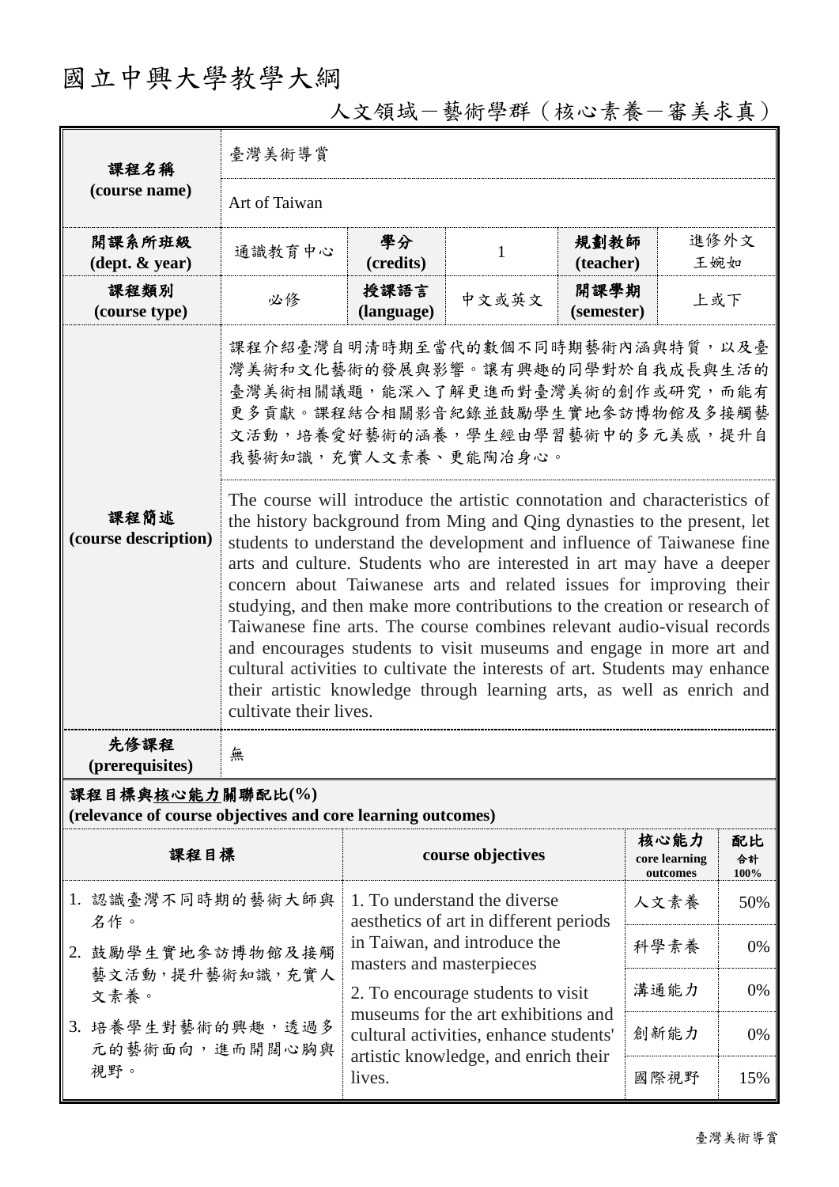# 國立中興大學教學大綱

## 人文領域－藝術學群（核心素養－審美求真）

| 課程名稱 (course name) | 臺灣美術導賞 | | | | |
|---|---|---|---|---|---|
| | Art of Taiwan | | | | |
| 開課系所班級 (dept. & year) | 通識教育中心 | 學分 (credits) | 1 | 規劃教師 (teacher) | 進修外文 王婉如 |
| 課程類別 (course type) | 必修 | 授課語言 (language) | 中文或英文 | 開課學期 (semester) | 上或下 |
| 課程簡述 (course description) | 課程介紹臺灣自明清時期至當代的數個不同時期藝術內涵與特質，以及臺灣美術和文化藝術的發展與影響。讓有興趣的同學對於自我成長與生活的臺灣美術相關議題，能深入了解更進而對臺灣美術的創作或研究，而能有更多貢獻。課程結合相關影音紀錄並鼓勵學生實地參訪博物館及多接觸藝文活動，培養愛好藝術的涵養，學生經由學習藝術中的多元美感，提升自我藝術知識，充實人文素養、更能陶冶身心。 | | | | |
| | The course will introduce the artistic connotation and characteristics of the history background from Ming and Qing dynasties to the present, let students to understand the development and influence of Taiwanese fine arts and culture. Students who are interested in art may have a deeper concern about Taiwanese arts and related issues for improving their studying, and then make more contributions to the creation or research of Taiwanese fine arts. The course combines relevant audio-visual records and encourages students to visit museums and engage in more art and cultural activities to cultivate the interests of art. Students may enhance their artistic knowledge through learning arts, as well as enrich and cultivate their lives. | | | | |
| 先修課程 (prerequisites) | 無 | | | | |

**課程目標與核心能力關聯配比(%)**
**(relevance of course objectives and core learning outcomes)**

| 課程目標 | course objectives | 核心能力 core learning outcomes | 配比 合計 100% |
|---|---|---|---|
| 1. 認識臺灣不同時期的藝術大師與名作。<br>2. 鼓勵學生實地參訪博物館及接觸藝文活動，提升藝術知識，充實人文素養。<br>3. 培養學生對藝術的興趣，透過多元的藝術面向，進而開闊心胸與視野。 | 1. To understand the diverse aesthetics of art in different periods in Taiwan, and introduce the masters and masterpieces<br>2. To encourage students to visit museums for the art exhibitions and cultural activities, enhance students' artistic knowledge, and enrich their lives. | 人文素養 | 50% |
| | | 科學素養 | 0% |
| | | 溝通能力 | 0% |
| | | 創新能力 | 0% |
| | | 國際視野 | 15% |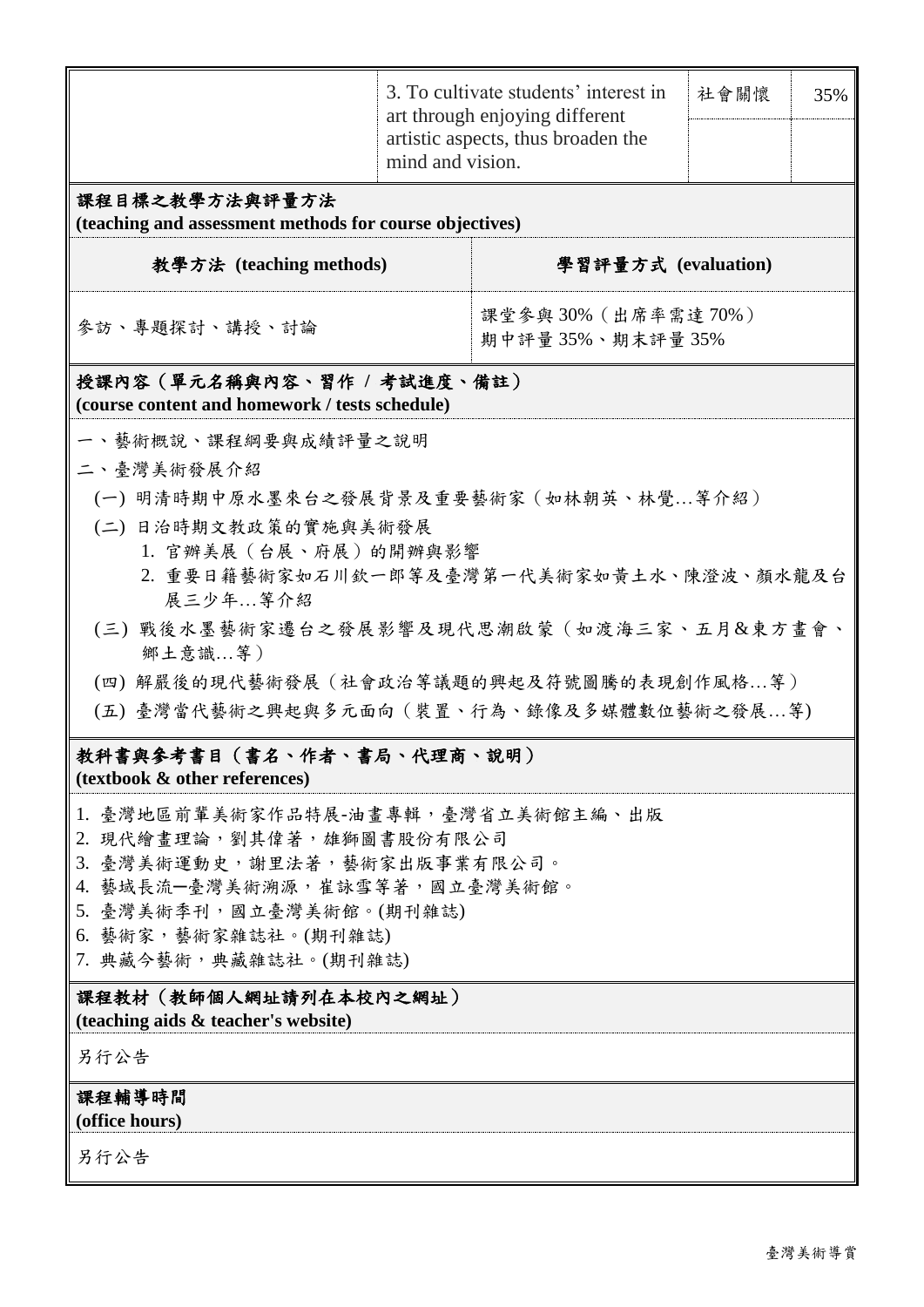| | | | |
|---|---|---|---|
| | 3. To cultivate students' interest in art through enjoying different artistic aspects, thus broaden the mind and vision. | 社會關懷 | 35% |

**課程目標之教學方法與評量方法**
**(teaching and assessment methods for course objectives)**

| 教學方法 (teaching methods) | 學習評量方式 (evaluation) |
|---|---|
| 參訪、專題探討、講授、討論 | 課堂參與 30%（出席率需達 70%）<br>期中評量 35%、期末評量 35% |

**授課內容（單元名稱與內容、習作 / 考試進度、備註）**
**(course content and homework / tests schedule)**

一、藝術概說、課程綱要與成績評量之說明

二、臺灣美術發展介紹

(一) 明清時期中原水墨來台之發展背景及重要藝術家（如林朝英、林覺…等介紹）

(二) 日治時期文教政策的實施與美術發展

1. 官辦美展（台展、府展）的開辦與影響
2. 重要日籍藝術家如石川欽一郎等及臺灣第一代美術家如黃土水、陳澄波、顏水龍及台展三少年…等介紹

(三) 戰後水墨藝術家遷台之發展影響及現代思潮啟蒙（如渡海三家、五月&東方畫會、鄉土意識…等）

(四) 解嚴後的現代藝術發展（社會政治等議題的興起及符號圖騰的表現創作風格…等）

(五) 臺灣當代藝術之興起與多元面向（裝置、行為、錄像及多媒體數位藝術之發展…等)

**教科書與參考書目（書名、作者、書局、代理商、說明）**
**(textbook & other references)**

1. 臺灣地區前輩美術家作品特展-油畫專輯，臺灣省立美術館主編、出版
2. 現代繪畫理論，劉其偉著，雄獅圖書股份有限公司
3. 臺灣美術運動史，謝里法著，藝術家出版事業有限公司。
4. 藝域長流—臺灣美術溯源，崔詠雪等著，國立臺灣美術館。
5. 臺灣美術季刊，國立臺灣美術館。(期刊雜誌)
6. 藝術家，藝術家雜誌社。(期刊雜誌)
7. 典藏今藝術，典藏雜誌社。(期刊雜誌)

**課程教材（教師個人網址請列在本校內之網址）**
**(teaching aids & teacher's website)**

另行公告

**課程輔導時間**
**(office hours)**

另行公告